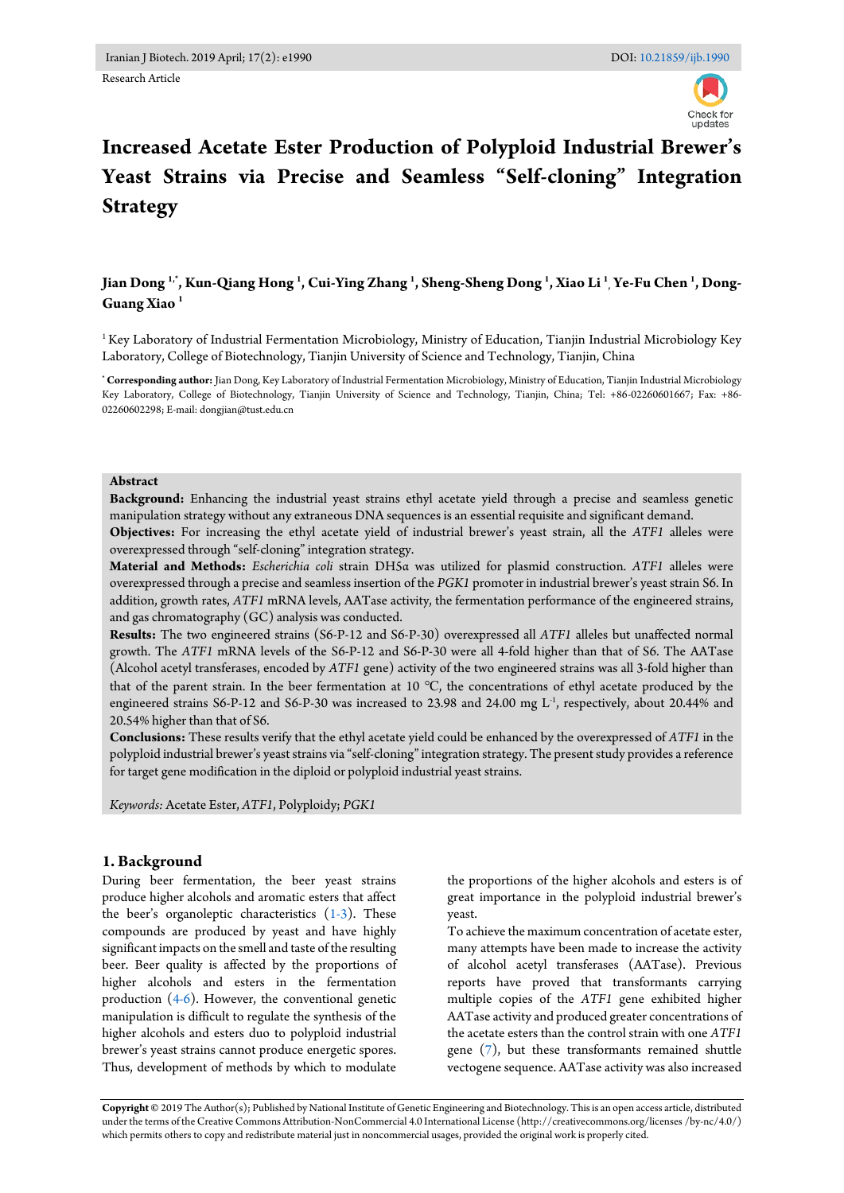Research Article

# Increased Acetate Ester Production of Polyploid Industrial Brewer's Yeast Strains via Precise and Seamless "Self-cloning" Integration Strategy

**Jian Dong [1,*], Kun-Qiang Hong [1], Cui-Ying Zhang [1], Sheng-Sheng Dong [1], Xiao Li [1], Ye-Fu Chen [1], Dong-Guang Xiao [1]**

[1] Key Laboratory of Industrial Fermentation Microbiology, Ministry of Education, Tianjin Industrial Microbiology Key Laboratory, College of Biotechnology, Tianjin University of Science and Technology, Tianjin, China

[*] **Corresponding author:** Jian Dong, Key Laboratory of Industrial Fermentation Microbiology, Ministry of Education, Tianjin Industrial Microbiology Key Laboratory, College of Biotechnology, Tianjin University of Science and Technology, Tianjin, China; Tel: +86-02260601667; Fax: +86-02260602298; E-mail: dongjian@tust.edu.cn

**Abstract**

**Background:** Enhancing the industrial yeast strains ethyl acetate yield through a precise and seamless genetic manipulation strategy without any extraneous DNA sequences is an essential requisite and significant demand.

**Objectives:** For increasing the ethyl acetate yield of industrial brewer's yeast strain, all the *ATF1* alleles were overexpressed through "self-cloning" integration strategy.

**Material and Methods:** *Escherichia coli* strain DH5α was utilized for plasmid construction. *ATF1* alleles were overexpressed through a precise and seamless insertion of the *PGK1* promoter in industrial brewer's yeast strain S6. In addition, growth rates, *ATF1* mRNA levels, AATase activity, the fermentation performance of the engineered strains, and gas chromatography (GC) analysis was conducted.

**Results:** The two engineered strains (S6-P-12 and S6-P-30) overexpressed all *ATF1* alleles but unaffected normal growth. The *ATF1* mRNA levels of the S6-P-12 and S6-P-30 were all 4-fold higher than that of S6. The AATase (Alcohol acetyl transferases, encoded by *ATF1* gene) activity of the two engineered strains was all 3-fold higher than that of the parent strain. In the beer fermentation at 10 °C, the concentrations of ethyl acetate produced by the engineered strains S6-P-12 and S6-P-30 was increased to 23.98 and 24.00 mg $L^{-1}$, respectively, about 20.44% and 20.54% higher than that of S6.

**Conclusions:** These results verify that the ethyl acetate yield could be enhanced by the overexpressed of *ATF1* in the polyploid industrial brewer's yeast strains via "self-cloning" integration strategy. The present study provides a reference for target gene modification in the diploid or polyploid industrial yeast strains.

*Keywords:* Acetate Ester, *ATF1*, Polyploidy; *PGK1*

## 1. Background

During beer fermentation, the beer yeast strains produce higher alcohols and aromatic esters that affect the beer's organoleptic characteristics (1-3). These compounds are produced by yeast and have highly significant impacts on the smell and taste of the resulting beer. Beer quality is affected by the proportions of higher alcohols and esters in the fermentation production (4-6). However, the conventional genetic manipulation is difficult to regulate the synthesis of the higher alcohols and esters duo to polyploid industrial brewer's yeast strains cannot produce energetic spores. Thus, development of methods by which to modulate the proportions of the higher alcohols and esters is of great importance in the polyploid industrial brewer's yeast.

To achieve the maximum concentration of acetate ester, many attempts have been made to increase the activity of alcohol acetyl transferases (AATase). Previous reports have proved that transformants carrying multiple copies of the *ATF1* gene exhibited higher AATase activity and produced greater concentrations of the acetate esters than the control strain with one *ATF1* gene (7), but these transformants remained shuttle vectogene sequence. AATase activity was also increased

**Copyright** © 2019 The Author(s); Published by National Institute of Genetic Engineering and Biotechnology. This is an open access article, distributed under the terms of the Creative Commons Attribution-NonCommercial 4.0 International License (http://creativecommons.org/licenses /by-nc/4.0/) which permits others to copy and redistribute material just in noncommercial usages, provided the original work is properly cited.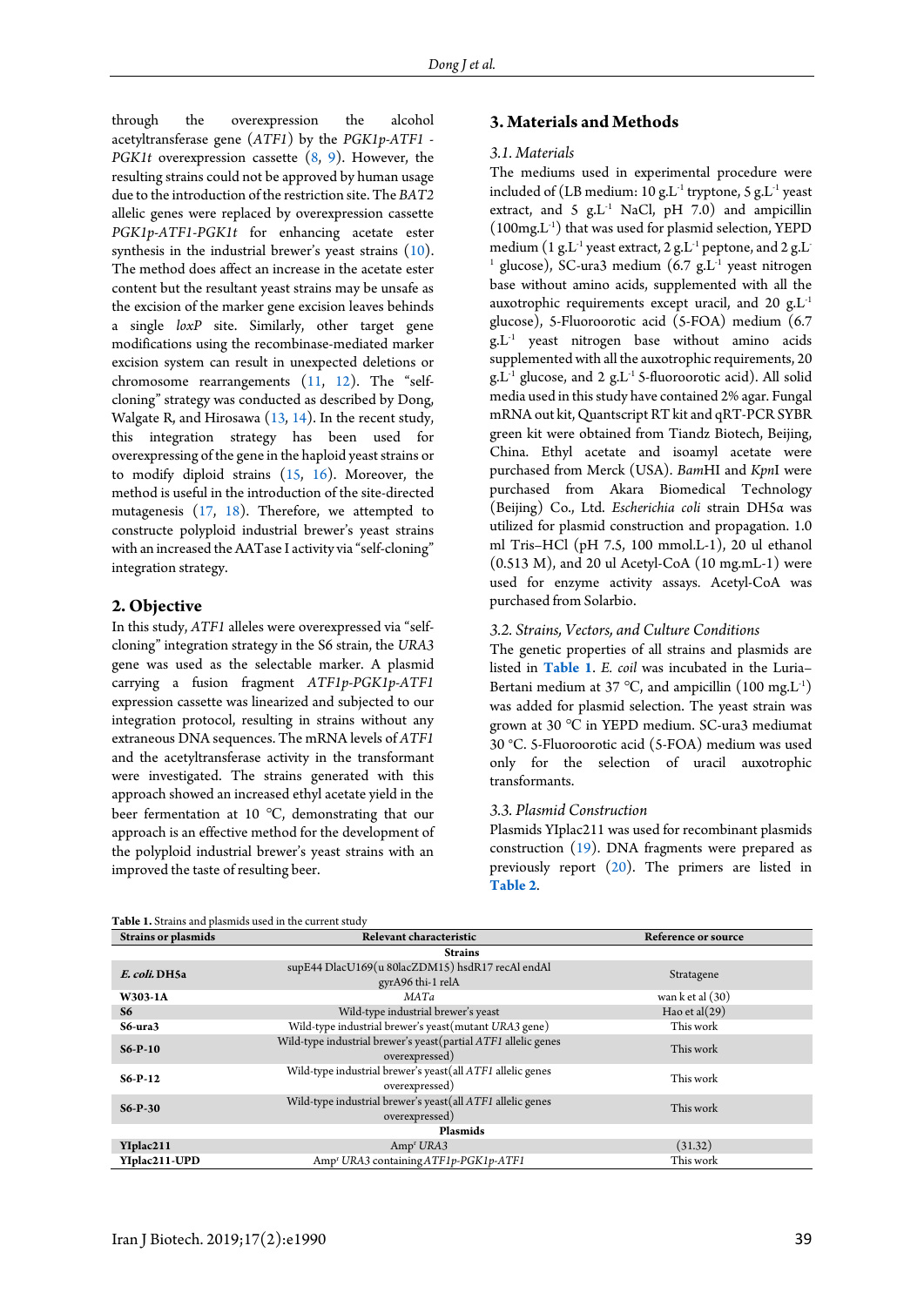through the overexpression the alcohol acetyltransferase gene (*ATF1*) by the *PGK1p-ATF1 - PGK1t* overexpression cassette (8, 9). However, the resulting strains could not be approved by human usage due to the introduction of the restriction site. The *BAT2* allelic genes were replaced by overexpression cassette *PGK1p-ATF1-PGK1t* for enhancing acetate ester synthesis in the industrial brewer's yeast strains (10). The method does affect an increase in the acetate ester content but the resultant yeast strains may be unsafe as the excision of the marker gene excision leaves behinds a single *loxP* site. Similarly, other target gene modifications using the recombinase-mediated marker excision system can result in unexpected deletions or chromosome rearrangements (11, 12). The "self-cloning" strategy was conducted as described by Dong, Walgate R, and Hirosawa (13, 14). In the recent study, this integration strategy has been used for overexpressing of the gene in the haploid yeast strains or to modify diploid strains (15, 16). Moreover, the method is useful in the introduction of the site-directed mutagenesis (17, 18). Therefore, we attempted to constructe polyploid industrial brewer's yeast strains with an increased the AATase I activity via "self-cloning" integration strategy.

## 2. Objective

In this study, *ATF1* alleles were overexpressed via "self-cloning" integration strategy in the S6 strain, the *URA3* gene was used as the selectable marker. A plasmid carrying a fusion fragment *ATF1p-PGK1p-ATF1* expression cassette was linearized and subjected to our integration protocol, resulting in strains without any extraneous DNA sequences. The mRNA levels of *ATF1* and the acetyltransferase activity in the transformant were investigated. The strains generated with this approach showed an increased ethyl acetate yield in the beer fermentation at 10 °C, demonstrating that our approach is an effective method for the development of the polyploid industrial brewer's yeast strains with an improved the taste of resulting beer.

## 3. Materials and Methods

### 3.1. Materials

The mediums used in experimental procedure were included of (LB medium: 10 g.L$^{-1}$ tryptone, 5 g.L$^{-1}$ yeast extract, and 5 g.L$^{-1}$ NaCl, pH 7.0) and ampicillin (100mg.L$^{-1}$) that was used for plasmid selection, YEPD medium (1 g.L$^{-1}$ yeast extract, 2 g.L$^{-1}$ peptone, and 2 g.L$^{-1}$ glucose), SC-ura3 medium (6.7 g.L$^{-1}$ yeast nitrogen base without amino acids, supplemented with all the auxotrophic requirements except uracil, and 20 g.L$^{-1}$ glucose), 5-Fluoroorotic acid (5-FOA) medium (6.7 g.L$^{-1}$ yeast nitrogen base without amino acids supplemented with all the auxotrophic requirements, 20 g.L$^{-1}$ glucose, and 2 g.L$^{-1}$ 5-fluoroorotic acid). All solid media used in this study have contained 2% agar. Fungal mRNA out kit, Quantscript RT kit and qRT-PCR SYBR green kit were obtained from Tiandz Biotech, Beijing, China. Ethyl acetate and isoamyl acetate were purchased from Merck (USA). *Bam*HI and *Kpn*I were purchased from Akara Biomedical Technology (Beijing) Co., Ltd. *Escherichia coli* strain DH5α was utilized for plasmid construction and propagation. 1.0 ml Tris–HCl (pH 7.5, 100 mmol.L-1), 20 ul ethanol (0.513 M), and 20 ul Acetyl-CoA (10 mg.mL-1) were used for enzyme activity assays. Acetyl-CoA was purchased from Solarbio.

### 3.2. Strains, Vectors, and Culture Conditions

The genetic properties of all strains and plasmids are listed in **Table 1**. *E. coil* was incubated in the Luria–Bertani medium at 37 °C, and ampicillin (100 mg.L$^{-1}$) was added for plasmid selection. The yeast strain was grown at 30 °C in YEPD medium. SC-ura3 mediumat 30 °C. 5-Fluoroorotic acid (5-FOA) medium was used only for the selection of uracil auxotrophic transformants.

### 3.3. Plasmid Construction

Plasmids YIplac211 was used for recombinant plasmids construction (19). DNA fragments were prepared as previously report (20). The primers are listed in **Table 2**.

**Table 1.** Strains and plasmids used in the current study

| Strains or plasmids | Relevant characteristic | Reference or source |
|---|---|---|
| | **Strains** | |
| ***E. coli.* DH5a** | supE44 DlacU169(u 80lacZDM15) hsdR17 recAl endAl gyrA96 thi-1 relA | Stratagene |
| **W303-1A** | *MATa* | wan k et al (30) |
| **S6** | Wild-type industrial brewer's yeast | Hao et al(29) |
| **S6-ura3** | Wild-type industrial brewer's yeast(mutant *URA3* gene) | This work |
| **S6-P-10** | Wild-type industrial brewer's yeast(partial *ATF1* allelic genes overexpressed) | This work |
| **S6-P-12** | Wild-type industrial brewer's yeast(all *ATF1* allelic genes overexpressed) | This work |
| **S6-P-30** | Wild-type industrial brewer's yeast(all *ATF1* allelic genes overexpressed) | This work |
| | **Plasmids** | |
| **YIplac211** | Amp$^r$ *URA3* | (31.32) |
| **YIplac211-UPD** | Amp$^r$ *URA3* containing *ATF1p-PGK1p-ATF1* | This work |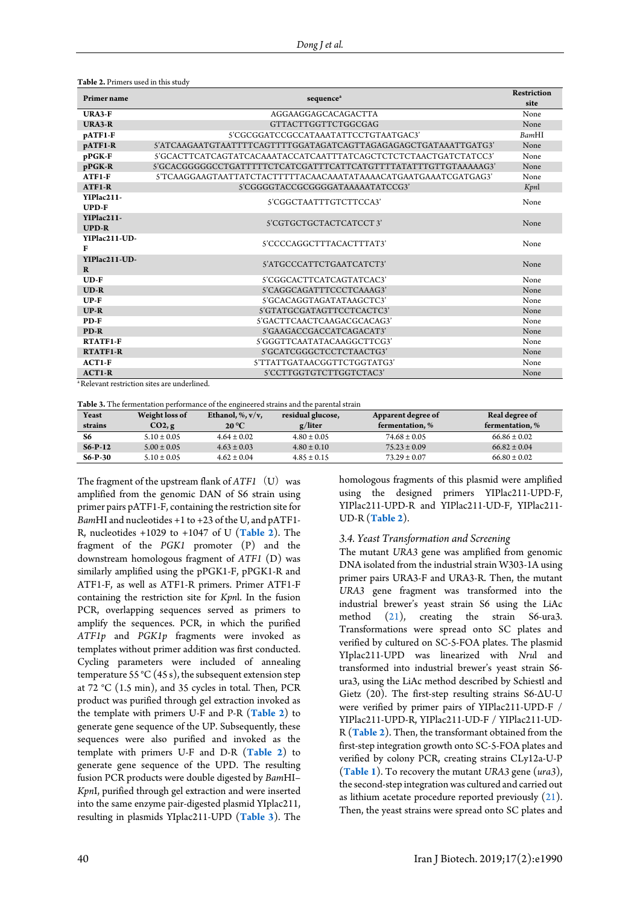**Table 2.** Primers used in this study

| Primer name | sequence[a] | Restriction site |
|---|---|---|
| URA3-F | AGGAAGGAGCACAGACTTA | None |
| URA3-R | GTTACTTGGTTCTGGCGAG | None |
| pATF1-F | 5'CGCGGATCCGCCATAAATATTCCTGTAATGAC3' | *Bam*HI |
| pATF1-R | 5'ATCAAGAATGTAATTTTCAGTTTTGGATAGATCAGTTAGAGAGAGCTGATAAATTGATG3' | None |
| pPGK-F | 5'GCACTTCATCAGTATCACAAATACCATCAATTTATCAGCTCTCTCTAACTGATCTATCC3' | None |
| pPGK-R | 5'GCACGGGGGCCTGATTTTTCTCATCGATTTCATTCATGTTTTATATTTGTTGTAAAAAG3' | None |
| ATF1-F | 5'TCAAGGAAGTAATTATCTACTTTTTACAACAAATATAAAACATGAATGAAATCGATGAG3' | None |
| ATF1-R | 5'CGGGGTACCGCGGGGATAAAAATATCCG3' | *Kpn*I |
| YIPlac211-UPD-F | 5'CGGCTAATTTGTCTTCCA3' | None |
| YIPlac211-UPD-R | 5'CGTGCTGCTACTCATCCT 3' | None |
| YIPlac211-UD-F | 5'CCCCAGGCTTTACACTTTAT3' | None |
| YIPlac211-UD-R | 5'ATGCCCATTCTGAATCATCT3' | None |
| UD-F | 5'CGGCACTTCATCAGTATCAC3' | None |
| UD-R | 5'CAGGCAGATTTCCCTCAAAG3' | None |
| UP-F | 5'GCACAGGTAGATATAAGCTC3' | None |
| UP-R | 5'GTATGCGATAGTTCCTCACTC3' | None |
| PD-F | 5'GACTTCAACTCAAGACGCACAG3' | None |
| PD-R | 5'GAAGACCGACCATCAGACAT3' | None |
| RTATF1-F | 5'GGGTTCAATATACAAGGCTTCG3' | None |
| RTATF1-R | 5'GCATCGGGCTCCTCTAACTG3' | None |
| ACT1-F | 5'TTATTGATAACGGTTCTGGTATG3' | None |
| ACT1-R | 5'CCTTGGTGTCTTGGTCTAC3' | None |

[a] Relevant restriction sites are underlined.

**Table 3.** The fermentation performance of the engineered strains and the parental strain

| Yeast strains | Weight loss of $CO_2$, g | Ethanol, %, v/v, 20 ℃ | residual glucose, g/liter | Apparent degree of fermentation, % | Real degree of fermentation, % |
|---|---|---|---|---|---|
| S6 | 5.10 ± 0.05 | 4.64 ± 0.02 | 4.80 ± 0.05 | 74.68 ± 0.05 | 66.86 ± 0.02 |
| S6-P-12 | 5.00 ± 0.05 | 4.63 ± 0.03 | 4.80 ± 0.10 | 75.23 ± 0.09 | 66.82 ± 0.04 |
| S6-P-30 | 5.10 ± 0.05 | 4.62 ± 0.04 | 4.85 ± 0.15 | 73.29 ± 0.07 | 66.80 ± 0.02 |

The fragment of the upstream flank of *ATF1* (U) was amplified from the genomic DAN of S6 strain using primer pairs pATF1-F, containing the restriction site for *Bam*HI and nucleotides +1 to +23 of the U, and pATF1-R, nucleotides +1029 to +1047 of U (Table 2). The fragment of the *PGK1* promoter (P) and the downstream homologous fragment of *ATF1* (D) was similarly amplified using the pPGK1-F, pPGK1-R and ATF1-F, as well as ATF1-R primers. Primer ATF1-F containing the restriction site for *Kpn*I. In the fusion PCR, overlapping sequences served as primers to amplify the sequences. PCR, in which the purified *ATF1p* and *PGK1p* fragments were invoked as templates without primer addition was first conducted. Cycling parameters were included of annealing temperature 55 °C (45 s), the subsequent extension step at 72 °C (1.5 min), and 35 cycles in total. Then, PCR product was purified through gel extraction invoked as the template with primers U-F and P-R (Table 2) to generate gene sequence of the UP. Subsequently, these sequences were also purified and invoked as the template with primers U-F and D-R (Table 2) to generate gene sequence of the UPD. The resulting fusion PCR products were double digested by *Bam*HI–*Kpn*I, purified through gel extraction and were inserted into the same enzyme pair-digested plasmid YIplac211, resulting in plasmids YIplac211-UPD (Table 3). The homologous fragments of this plasmid were amplified using the designed primers YIPlac211-UPD-F, YIPlac211-UPD-R and YIPlac211-UD-F, YIPlac211-UD-R (Table 2).

### 3.4. Yeast Transformation and Screening

The mutant *URA3* gene was amplified from genomic DNA isolated from the industrial strain W303-1A using primer pairs URA3-F and URA3-R. Then, the mutant *URA3* gene fragment was transformed into the industrial brewer's yeast strain S6 using the LiAc method (21), creating the strain S6-ura3. Transformations were spread onto SC plates and verified by cultured on SC-5-FOA plates. The plasmid YIplac211-UPD was linearized with *Nru*I and transformed into industrial brewer's yeast strain S6-ura3, using the LiAc method described by Schiestl and Gietz (20). The first-step resulting strains S6-ΔU-U were verified by primer pairs of YIPlac211-UPD-F / YIPlac211-UPD-R, YIPlac211-UD-F / YIPlac211-UD-R (Table 2). Then, the transformant obtained from the first-step integration growth onto SC-5-FOA plates and verified by colony PCR, creating strains CLy12a-U-P (Table 1). To recovery the mutant *URA3* gene (*ura3*), the second-step integration was cultured and carried out as lithium acetate procedure reported previously (21). Then, the yeast strains were spread onto SC plates and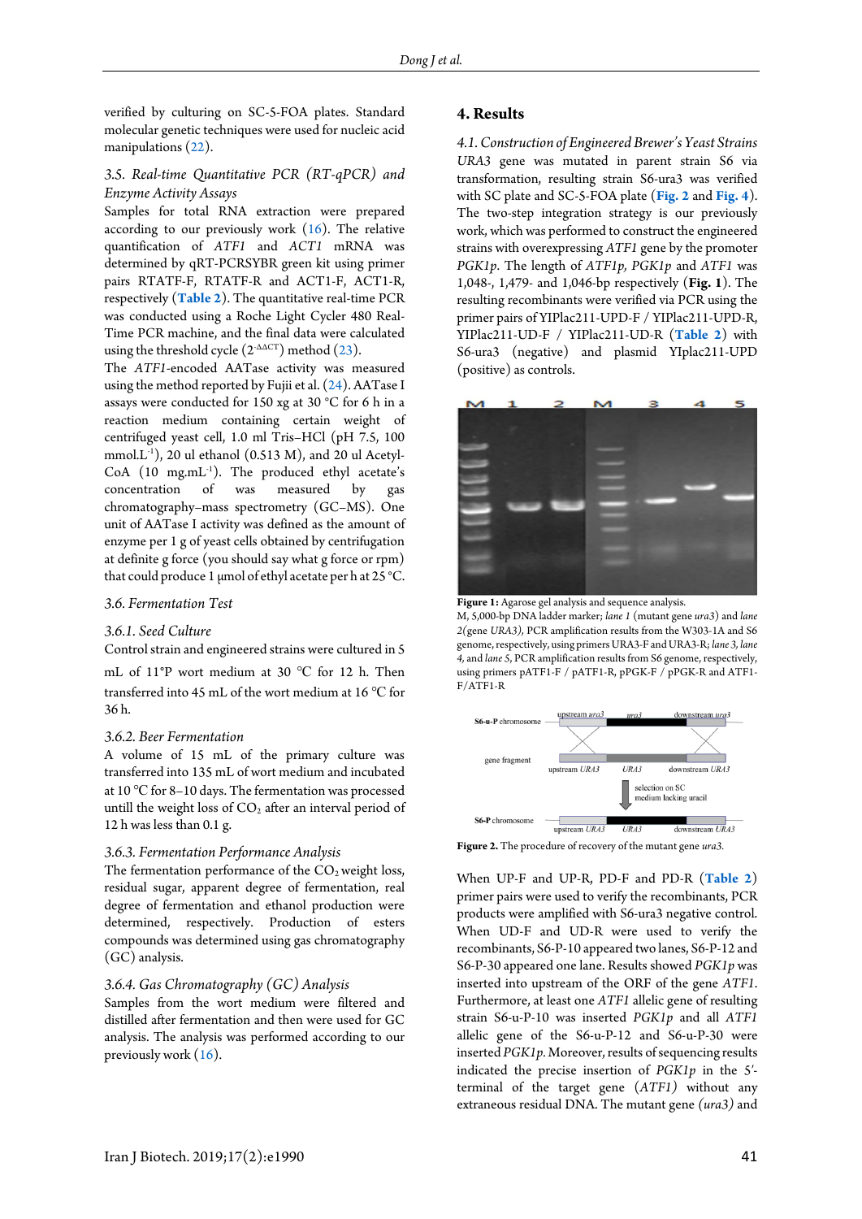verified by culturing on SC-5-FOA plates. Standard molecular genetic techniques were used for nucleic acid manipulations (22).

### 3.5. Real-time Quantitative PCR (RT-qPCR) and Enzyme Activity Assays

Samples for total RNA extraction were prepared according to our previously work (16). The relative quantification of *ATF1* and *ACT1* mRNA was determined by qRT-PCRSYBR green kit using primer pairs RTATF-F, RTATF-R and ACT1-F, ACT1-R, respectively (**Table 2**). The quantitative real-time PCR was conducted using a Roche Light Cycler 480 Real-Time PCR machine, and the final data were calculated using the threshold cycle ($2^{-\Delta\Delta CT}$) method (23).

The *ATF1*-encoded AATase activity was measured using the method reported by Fujii et al. (24). AATase I assays were conducted for 150 xg at 30 °C for 6 h in a reaction medium containing certain weight of centrifuged yeast cell, 1.0 ml Tris–HCl (pH 7.5, 100 mmol.L$^{-1}$), 20 ul ethanol (0.513 M), and 20 ul Acetyl-CoA (10 mg.mL$^{-1}$). The produced ethyl acetate's concentration of was measured by gas chromatography–mass spectrometry (GC–MS). One unit of AATase I activity was defined as the amount of enzyme per 1 g of yeast cells obtained by centrifugation at definite g force (you should say what g force or rpm) that could produce 1 μmol of ethyl acetate per h at 25 °C.

### 3.6. Fermentation Test

#### 3.6.1. Seed Culture

Control strain and engineered strains were cultured in 5 mL of 11°P wort medium at 30 °C for 12 h. Then transferred into 45 mL of the wort medium at 16 °C for 36 h.

#### 3.6.2. Beer Fermentation

A volume of 15 mL of the primary culture was transferred into 135 mL of wort medium and incubated at 10 °C for 8–10 days. The fermentation was processed untill the weight loss of $CO_2$ after an interval period of 12 h was less than 0.1 g.

#### 3.6.3. Fermentation Performance Analysis

The fermentation performance of the $CO_2$ weight loss, residual sugar, apparent degree of fermentation, real degree of fermentation and ethanol production were determined, respectively. Production of esters compounds was determined using gas chromatography (GC) analysis.

#### 3.6.4. Gas Chromatography (GC) Analysis

Samples from the wort medium were filtered and distilled after fermentation and then were used for GC analysis. The analysis was performed according to our previously work (16).

## 4. Results

### 4.1. Construction of Engineered Brewer's Yeast Strains

*URA3* gene was mutated in parent strain S6 via transformation, resulting strain S6-ura3 was verified with SC plate and SC-5-FOA plate (**Fig. 2** and **Fig. 4**). The two-step integration strategy is our previously work, which was performed to construct the engineered strains with overexpressing *ATF1* gene by the promoter *PGK1p*. The length of *ATF1p*, *PGK1p* and *ATF1* was 1,048-, 1,479- and 1,046-bp respectively (**Fig. 1**). The resulting recombinants were verified via PCR using the primer pairs of YIPlac211-UPD-F / YIPlac211-UPD-R, YIPlac211-UD-F / YIPlac211-UD-R (**Table 2**) with S6-ura3 (negative) and plasmid YIplac211-UPD (positive) as controls.

**Figure 1:** Agarose gel analysis and sequence analysis.
M, 5,000-bp DNA ladder marker; *lane 1* (mutant gene *ura3*) and *lane 2*(gene *URA3*), PCR amplification results from the W303-1A and S6 genome, respectively, using primers URA3-F and URA3-R; *lane 3, lane 4,* and *lane 5*, PCR amplification results from S6 genome, respectively, using primers pATF1-F / pATF1-R, pPGK-F / pPGK-R and ATF1-F/ATF1-R

**Figure 2.** The procedure of recovery of the mutant gene *ura3*.

When UP-F and UP-R, PD-F and PD-R (**Table 2**) primer pairs were used to verify the recombinants, PCR products were amplified with S6-ura3 negative control. When UD-F and UD-R were used to verify the recombinants, S6-P-10 appeared two lanes, S6-P-12 and S6-P-30 appeared one lane. Results showed *PGK1p* was inserted into upstream of the ORF of the gene *ATF1*. Furthermore, at least one *ATF1* allelic gene of resulting strain S6-u-P-10 was inserted *PGK1p* and all *ATF1* allelic gene of the S6-u-P-12 and S6-u-P-30 were inserted *PGK1p*. Moreover, results of sequencing results indicated the precise insertion of *PGK1p* in the 5′-terminal of the target gene (*ATF1*) without any extraneous residual DNA. The mutant gene *(ura3)* and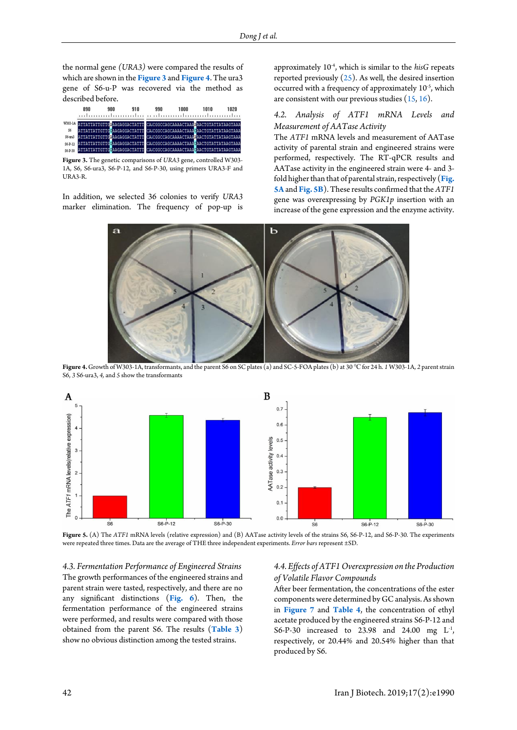the normal gene *(URA3)* were compared the results of which are shown in the **Figure 3** and **Figure 4**. The ura3 gene of S6-u-P was recovered via the method as described before.

**Figure 3.** The genetic comparisons of *URA3* gene, controlled W303-1A, S6, S6-ura3, S6-P-12, and S6-P-30, using primers URA3-F and URA3-R.

In addition, we selected 36 colonies to verify *URA3* marker elimination. The frequency of pop-up is approximately $10^{-4}$, which is similar to the *hisG* repeats reported previously (25). As well, the desired insertion occurred with a frequency of approximately $10^{-5}$, which are consistent with our previous studies (15, 16).

### 4.2. Analysis of ATF1 mRNA Levels and Measurement of AATase Activity

The *ATF1* mRNA levels and measurement of AATase activity of parental strain and engineered strains were performed, respectively. The RT-qPCR results and AATase activity in the engineered strain were 4- and 3-fold higher than that of parental strain, respectively (**Fig. 5A** and **Fig. 5B**). These results confirmed that the *ATF1* gene was overexpressing by *PGK1p* insertion with an increase of the gene expression and the enzyme activity.

**Figure 4.** Growth of W303-1A, transformants, and the parent S6 on SC plates (a) and SC-5-FOA plates (b) at 30 °C for 24 h. *1* W303-1A, *2* parent strain S6, *3* S6-ura3, *4*, and *5* show the transformants

**Figure 5.** (A) The *ATF1* mRNA levels (relative expression) and (B) AATase activity levels of the strains S6, S6-P-12, and S6-P-30. The experiments were repeated three times. Data are the average of THE three independent experiments. *Error bars* represent ±SD.

### 4.3. Fermentation Performance of Engineered Strains

The growth performances of the engineered strains and parent strain were tasted, respectively, and there are no any significant distinctions (**Fig. 6**). Then, the fermentation performance of the engineered strains were performed, and results were compared with those obtained from the parent S6. The results (**Table 3**) show no obvious distinction among the tested strains.

### 4.4. Effects of ATF1 Overexpression on the Production of Volatile Flavor Compounds

After beer fermentation, the concentrations of the ester components were determined by GC analysis. As shown in **Figure 7** and **Table 4**, the concentration of ethyl acetate produced by the engineered strains S6-P-12 and S6-P-30 increased to 23.98 and 24.00 mg $L^{-1}$, respectively, or 20.44% and 20.54% higher than that produced by S6.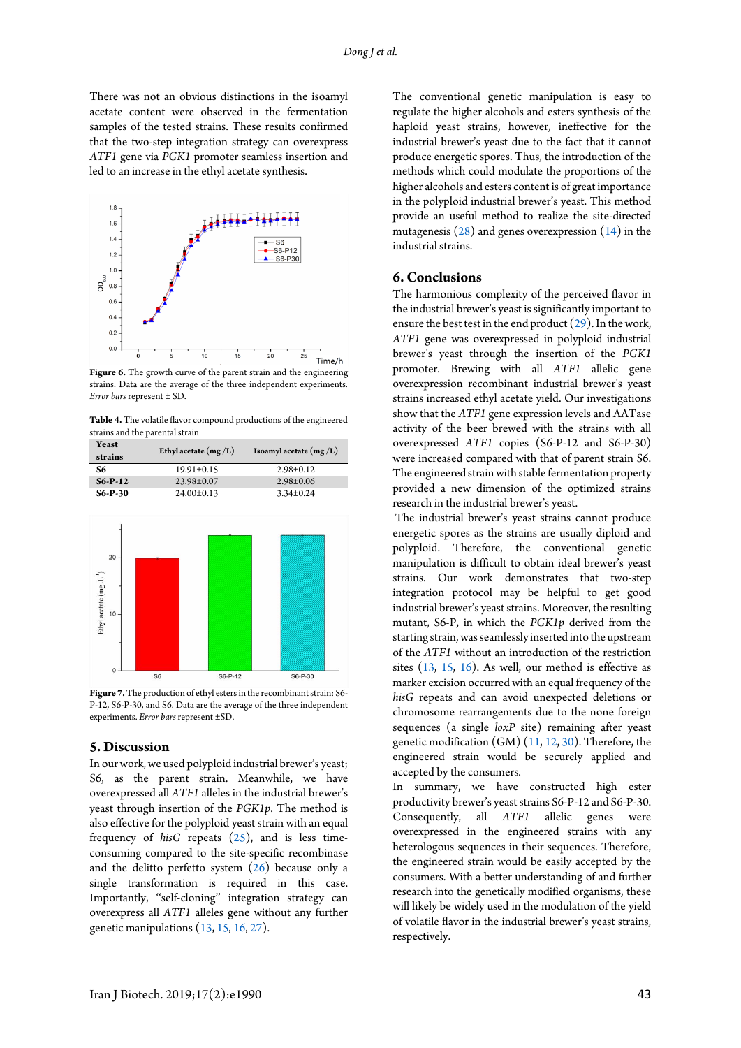There was not an obvious distinctions in the isoamyl acetate content were observed in the fermentation samples of the tested strains. These results confirmed that the two-step integration strategy can overexpress *ATF1* gene via *PGK1* promoter seamless insertion and led to an increase in the ethyl acetate synthesis.

**Figure 6.** The growth curve of the parent strain and the engineering strains. Data are the average of the three independent experiments. *Error bars* represent ± SD.

**Table 4.** The volatile flavor compound productions of the engineered strains and the parental strain

| Yeast strains | Ethyl acetate (mg /L) | Isoamyl acetate (mg /L) |
|---|---|---|
| S6 | 19.91±0.15 | 2.98±0.12 |
| S6-P-12 | 23.98±0.07 | 2.98±0.06 |
| S6-P-30 | 24.00±0.13 | 3.34±0.24 |

**Figure 7.** The production of ethyl esters in the recombinant strain: S6-P-12, S6-P-30, and S6. Data are the average of the three independent experiments. *Error bars* represent ±SD.

## 5. Discussion

In our work, we used polyploid industrial brewer's yeast; S6, as the parent strain. Meanwhile, we have overexpressed all *ATF1* alleles in the industrial brewer's yeast through insertion of the *PGK1p*. The method is also effective for the polyploid yeast strain with an equal frequency of *hisG* repeats (25), and is less time-consuming compared to the site-specific recombinase and the delitto perfetto system (26) because only a single transformation is required in this case. Importantly, "self-cloning" integration strategy can overexpress all *ATF1* alleles gene without any further genetic manipulations (13, 15, 16, 27).

The conventional genetic manipulation is easy to regulate the higher alcohols and esters synthesis of the haploid yeast strains, however, ineffective for the industrial brewer's yeast due to the fact that it cannot produce energetic spores. Thus, the introduction of the methods which could modulate the proportions of the higher alcohols and esters content is of great importance in the polyploid industrial brewer's yeast. This method provide an useful method to realize the site-directed mutagenesis (28) and genes overexpression (14) in the industrial strains.

## 6. Conclusions

The harmonious complexity of the perceived flavor in the industrial brewer's yeast is significantly important to ensure the best test in the end product (29). In the work, *ATF1* gene was overexpressed in polyploid industrial brewer's yeast through the insertion of the *PGK1* promoter. Brewing with all *ATF1* allelic gene overexpression recombinant industrial brewer's yeast strains increased ethyl acetate yield. Our investigations show that the *ATF1* gene expression levels and AATase activity of the beer brewed with the strains with all overexpressed *ATF1* copies (S6-P-12 and S6-P-30) were increased compared with that of parent strain S6. The engineered strain with stable fermentation property provided a new dimension of the optimized strains research in the industrial brewer's yeast.

The industrial brewer's yeast strains cannot produce energetic spores as the strains are usually diploid and polyploid. Therefore, the conventional genetic manipulation is difficult to obtain ideal brewer's yeast strains. Our work demonstrates that two-step integration protocol may be helpful to get good industrial brewer's yeast strains. Moreover, the resulting mutant, S6-P, in which the *PGK1p* derived from the starting strain, was seamlessly inserted into the upstream of the *ATF1* without an introduction of the restriction sites (13, 15, 16). As well, our method is effective as marker excision occurred with an equal frequency of the *hisG* repeats and can avoid unexpected deletions or chromosome rearrangements due to the none foreign sequences (a single *loxP* site) remaining after yeast genetic modification (GM) (11, 12, 30). Therefore, the engineered strain would be securely applied and accepted by the consumers.

In summary, we have constructed high ester productivity brewer's yeast strains S6-P-12 and S6-P-30. Consequently, all *ATF1* allelic genes were overexpressed in the engineered strains with any heterologous sequences in their sequences. Therefore, the engineered strain would be easily accepted by the consumers. With a better understanding of and further research into the genetically modified organisms, these will likely be widely used in the modulation of the yield of volatile flavor in the industrial brewer's yeast strains, respectively.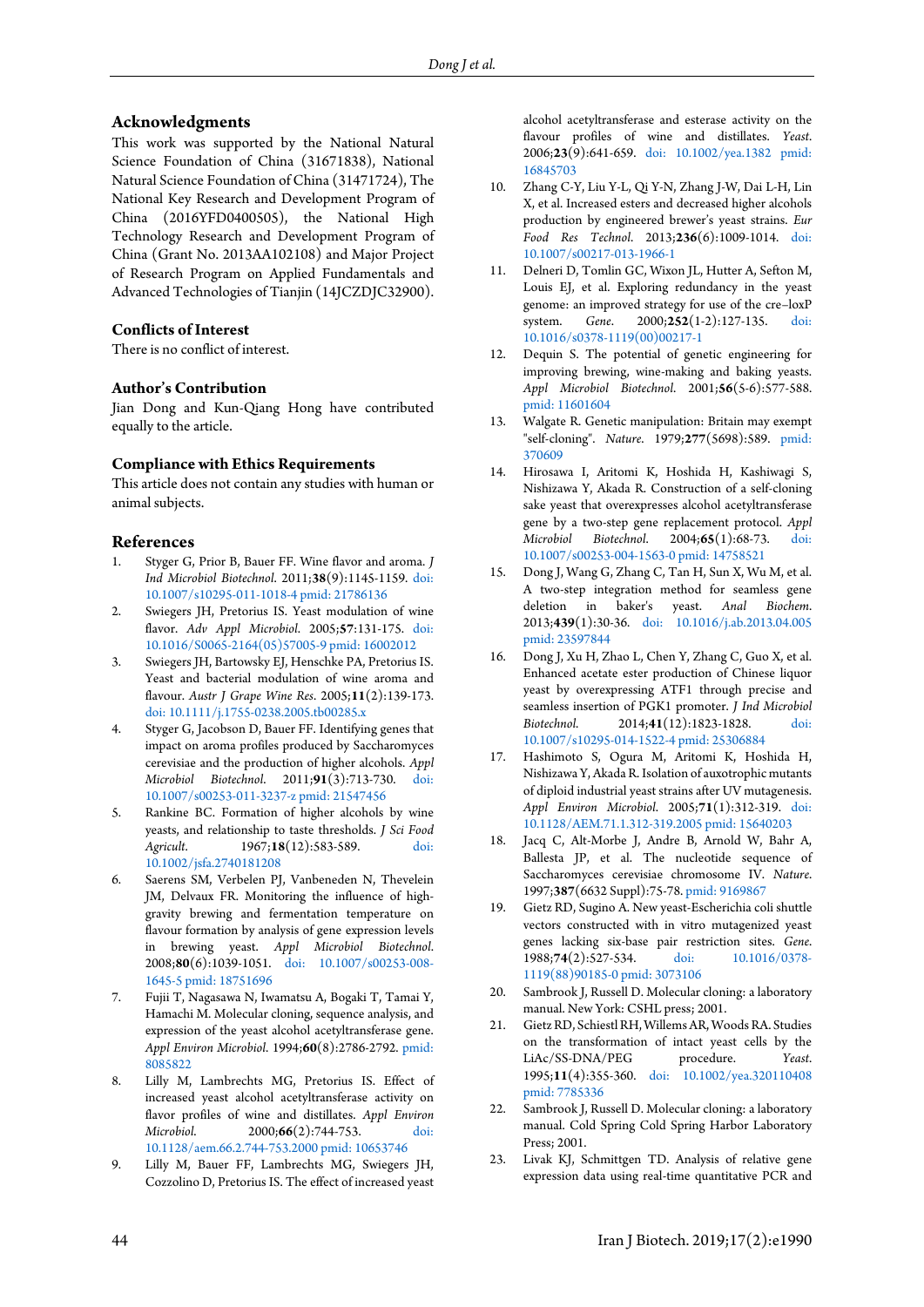## Acknowledgments

This work was supported by the National Natural Science Foundation of China (31671838), National Natural Science Foundation of China (31471724), The National Key Research and Development Program of China (2016YFD0400505), the National High Technology Research and Development Program of China (Grant No. 2013AA102108) and Major Project of Research Program on Applied Fundamentals and Advanced Technologies of Tianjin (14JCZDJC32900).

## Conflicts of Interest

There is no conflict of interest.

## Author's Contribution

Jian Dong and Kun-Qiang Hong have contributed equally to the article.

## Compliance with Ethics Requirements

This article does not contain any studies with human or animal subjects.

## References

1. Styger G, Prior B, Bauer FF. Wine flavor and aroma. *J Ind Microbiol Biotechnol*. 2011;**38**(9):1145-1159. doi: 10.1007/s10295-011-1018-4 pmid: 21786136
2. Swiegers JH, Pretorius IS. Yeast modulation of wine flavor. *Adv Appl Microbiol*. 2005;**57**:131-175. doi: 10.1016/S0065-2164(05)57005-9 pmid: 16002012
3. Swiegers JH, Bartowsky EJ, Henschke PA, Pretorius IS. Yeast and bacterial modulation of wine aroma and flavour. *Austr J Grape Wine Res*. 2005;**11**(2):139-173. doi: 10.1111/j.1755-0238.2005.tb00285.x
4. Styger G, Jacobson D, Bauer FF. Identifying genes that impact on aroma profiles produced by Saccharomyces cerevisiae and the production of higher alcohols. *Appl Microbiol Biotechnol*. 2011;**91**(3):713-730. doi: 10.1007/s00253-011-3237-z pmid: 21547456
5. Rankine BC. Formation of higher alcohols by wine yeasts, and relationship to taste thresholds. *J Sci Food Agricult*. 1967;**18**(12):583-589. doi: 10.1002/jsfa.2740181208
6. Saerens SM, Verbelen PJ, Vanbeneden N, Thevelein JM, Delvaux FR. Monitoring the influence of high-gravity brewing and fermentation temperature on flavour formation by analysis of gene expression levels in brewing yeast. *Appl Microbiol Biotechnol*. 2008;**80**(6):1039-1051. doi: 10.1007/s00253-008-1645-5 pmid: 18751696
7. Fujii T, Nagasawa N, Iwamatsu A, Bogaki T, Tamai Y, Hamachi M. Molecular cloning, sequence analysis, and expression of the yeast alcohol acetyltransferase gene. *Appl Environ Microbiol*. 1994;**60**(8):2786-2792. pmid: 8085822
8. Lilly M, Lambrechts MG, Pretorius IS. Effect of increased yeast alcohol acetyltransferase activity on flavor profiles of wine and distillates. *Appl Environ Microbiol*. 2000;**66**(2):744-753. doi: 10.1128/aem.66.2.744-753.2000 pmid: 10653746
9. Lilly M, Bauer FF, Lambrechts MG, Swiegers JH, Cozzolino D, Pretorius IS. The effect of increased yeast alcohol acetyltransferase and esterase activity on the flavour profiles of wine and distillates. *Yeast*. 2006;**23**(9):641-659. doi: 10.1002/yea.1382 pmid: 16845703
10. Zhang C-Y, Liu Y-L, Qi Y-N, Zhang J-W, Dai L-H, Lin X, et al. Increased esters and decreased higher alcohols production by engineered brewer's yeast strains. *Eur Food Res Technol*. 2013;**236**(6):1009-1014. doi: 10.1007/s00217-013-1966-1
11. Delneri D, Tomlin GC, Wixon JL, Hutter A, Sefton M, Louis EJ, et al. Exploring redundancy in the yeast genome: an improved strategy for use of the cre–loxP system. *Gene*. 2000;**252**(1-2):127-135. doi: 10.1016/s0378-1119(00)00217-1
12. Dequin S. The potential of genetic engineering for improving brewing, wine-making and baking yeasts. *Appl Microbiol Biotechnol*. 2001;**56**(5-6):577-588. pmid: 11601604
13. Walgate R. Genetic manipulation: Britain may exempt "self-cloning". *Nature*. 1979;**277**(5698):589. pmid: 370609
14. Hirosawa I, Aritomi K, Hoshida H, Kashiwagi S, Nishizawa Y, Akada R. Construction of a self-cloning sake yeast that overexpresses alcohol acetyltransferase gene by a two-step gene replacement protocol. *Appl Microbiol Biotechnol*. 2004;**65**(1):68-73. doi: 10.1007/s00253-004-1563-0 pmid: 14758521
15. Dong J, Wang G, Zhang C, Tan H, Sun X, Wu M, et al. A two-step integration method for seamless gene deletion in baker's yeast. *Anal Biochem*. 2013;**439**(1):30-36. doi: 10.1016/j.ab.2013.04.005 pmid: 23597844
16. Dong J, Xu H, Zhao L, Chen Y, Zhang C, Guo X, et al. Enhanced acetate ester production of Chinese liquor yeast by overexpressing ATF1 through precise and seamless insertion of PGK1 promoter. *J Ind Microbiol Biotechnol*. 2014;**41**(12):1823-1828. doi: 10.1007/s10295-014-1522-4 pmid: 25306884
17. Hashimoto S, Ogura M, Aritomi K, Hoshida H, Nishizawa Y, Akada R. Isolation of auxotrophic mutants of diploid industrial yeast strains after UV mutagenesis. *Appl Environ Microbiol*. 2005;**71**(1):312-319. doi: 10.1128/AEM.71.1.312-319.2005 pmid: 15640203
18. Jacq C, Alt-Morbe J, Andre B, Arnold W, Bahr A, Ballesta JP, et al. The nucleotide sequence of Saccharomyces cerevisiae chromosome IV. *Nature*. 1997;**387**(6632 Suppl):75-78. pmid: 9169867
19. Gietz RD, Sugino A. New yeast-Escherichia coli shuttle vectors constructed with in vitro mutagenized yeast genes lacking six-base pair restriction sites. *Gene*. 1988;**74**(2):527-534. doi: 10.1016/0378-1119(88)90185-0 pmid: 3073106
20. Sambrook J, Russell D. Molecular cloning: a laboratory manual. New York: CSHL press; 2001.
21. Gietz RD, Schiestl RH, Willems AR, Woods RA. Studies on the transformation of intact yeast cells by the LiAc/SS-DNA/PEG procedure. *Yeast*. 1995;**11**(4):355-360. doi: 10.1002/yea.320110408 pmid: 7785336
22. Sambrook J, Russell D. Molecular cloning: a laboratory manual. Cold Spring Cold Spring Harbor Laboratory Press; 2001.
23. Livak KJ, Schmittgen TD. Analysis of relative gene expression data using real-time quantitative PCR and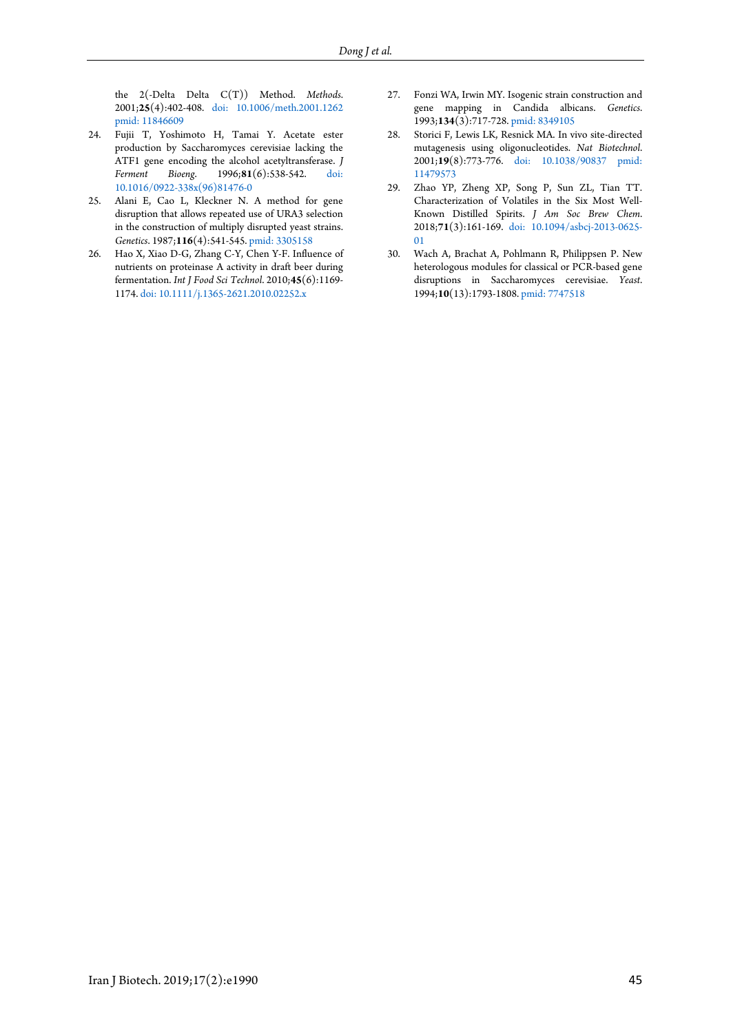the 2(-Delta Delta C(T)) Method. *Methods*. 2001;**25**(4):402-408. doi: 10.1006/meth.2001.1262 pmid: 11846609

24. Fujii T, Yoshimoto H, Tamai Y. Acetate ester production by Saccharomyces cerevisiae lacking the ATF1 gene encoding the alcohol acetyltransferase. *J Ferment Bioeng*. 1996;**81**(6):538-542. doi: 10.1016/0922-338x(96)81476-0

25. Alani E, Cao L, Kleckner N. A method for gene disruption that allows repeated use of URA3 selection in the construction of multiply disrupted yeast strains. *Genetics*. 1987;**116**(4):541-545. pmid: 3305158

26. Hao X, Xiao D-G, Zhang C-Y, Chen Y-F. Influence of nutrients on proteinase A activity in draft beer during fermentation. *Int J Food Sci Technol*. 2010;**45**(6):1169-1174. doi: 10.1111/j.1365-2621.2010.02252.x

27. Fonzi WA, Irwin MY. Isogenic strain construction and gene mapping in Candida albicans. *Genetics*. 1993;**134**(3):717-728. pmid: 8349105

28. Storici F, Lewis LK, Resnick MA. In vivo site-directed mutagenesis using oligonucleotides. *Nat Biotechnol*. 2001;**19**(8):773-776. doi: 10.1038/90837 pmid: 11479573

29. Zhao YP, Zheng XP, Song P, Sun ZL, Tian TT. Characterization of Volatiles in the Six Most Well-Known Distilled Spirits. *J Am Soc Brew Chem*. 2018;**71**(3):161-169. doi: 10.1094/asbcj-2013-0625-01

30. Wach A, Brachat A, Pohlmann R, Philippsen P. New heterologous modules for classical or PCR-based gene disruptions in Saccharomyces cerevisiae. *Yeast*. 1994;**10**(13):1793-1808. pmid: 7747518